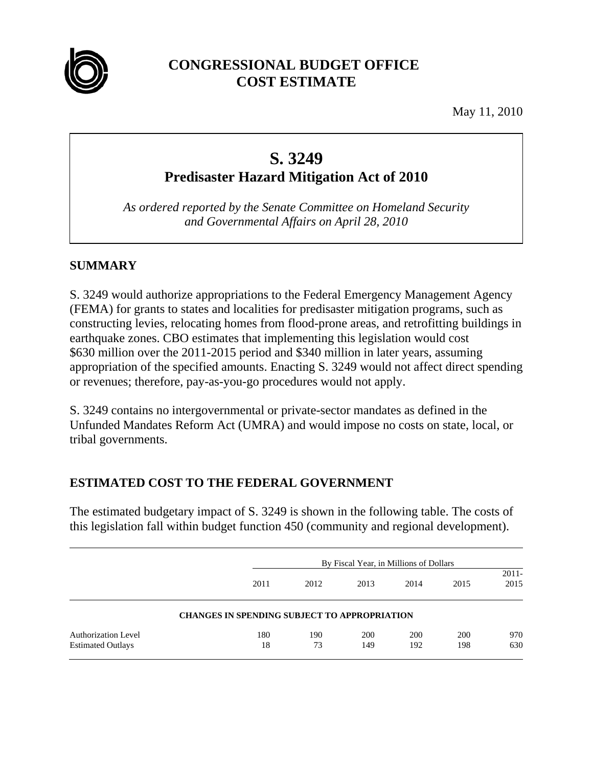# CONGRESSIONAL BUDGET OFFICE
# COST ESTIMATE

May 11, 2010

## S. 3249
## Predisaster Hazard Mitigation Act of 2010

*As ordered reported by the Senate Committee on Homeland Security and Governmental Affairs on April 28, 2010*

### SUMMARY

S. 3249 would authorize appropriations to the Federal Emergency Management Agency (FEMA) for grants to states and localities for predisaster mitigation programs, such as constructing levies, relocating homes from flood-prone areas, and retrofitting buildings in earthquake zones. CBO estimates that implementing this legislation would cost $630 million over the 2011-2015 period and $340 million in later years, assuming appropriation of the specified amounts. Enacting S. 3249 would not affect direct spending or revenues; therefore, pay-as-you-go procedures would not apply.

S. 3249 contains no intergovernmental or private-sector mandates as defined in the Unfunded Mandates Reform Act (UMRA) and would impose no costs on state, local, or tribal governments.

### ESTIMATED COST TO THE FEDERAL GOVERNMENT

The estimated budgetary impact of S. 3249 is shown in the following table. The costs of this legislation fall within budget function 450 (community and regional development).

| | By Fiscal Year, in Millions of Dollars | | | | | |
|---|---|---|---|---|---|---|
| | 2011 | 2012 | 2013 | 2014 | 2015 | 2011-2015 |
| **CHANGES IN SPENDING SUBJECT TO APPROPRIATION** | | | | | | |
| Authorization Level | 180 | 190 | 200 | 200 | 200 | 970 |
| Estimated Outlays | 18 | 73 | 149 | 192 | 198 | 630 |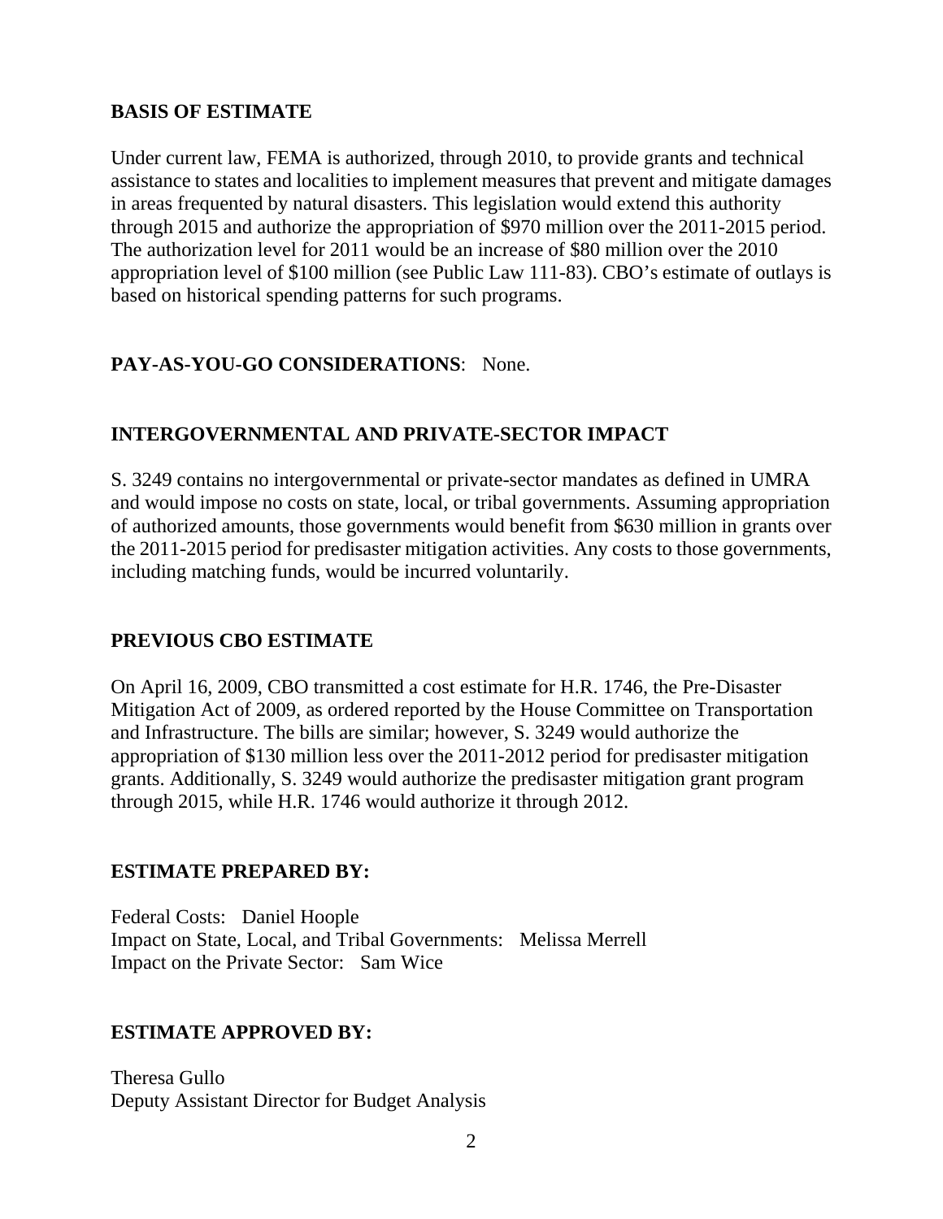## BASIS OF ESTIMATE

Under current law, FEMA is authorized, through 2010, to provide grants and technical assistance to states and localities to implement measures that prevent and mitigate damages in areas frequented by natural disasters. This legislation would extend this authority through 2015 and authorize the appropriation of $970 million over the 2011-2015 period. The authorization level for 2011 would be an increase of $80 million over the 2010 appropriation level of $100 million (see Public Law 111-83). CBO's estimate of outlays is based on historical spending patterns for such programs.

## PAY-AS-YOU-GO CONSIDERATIONS: None.

## INTERGOVERNMENTAL AND PRIVATE-SECTOR IMPACT

S. 3249 contains no intergovernmental or private-sector mandates as defined in UMRA and would impose no costs on state, local, or tribal governments. Assuming appropriation of authorized amounts, those governments would benefit from $630 million in grants over the 2011-2015 period for predisaster mitigation activities. Any costs to those governments, including matching funds, would be incurred voluntarily.

## PREVIOUS CBO ESTIMATE

On April 16, 2009, CBO transmitted a cost estimate for H.R. 1746, the Pre-Disaster Mitigation Act of 2009, as ordered reported by the House Committee on Transportation and Infrastructure. The bills are similar; however, S. 3249 would authorize the appropriation of $130 million less over the 2011-2012 period for predisaster mitigation grants. Additionally, S. 3249 would authorize the predisaster mitigation grant program through 2015, while H.R. 1746 would authorize it through 2012.

## ESTIMATE PREPARED BY:

Federal Costs: Daniel Hoople
Impact on State, Local, and Tribal Governments: Melissa Merrell
Impact on the Private Sector: Sam Wice

## ESTIMATE APPROVED BY:

Theresa Gullo
Deputy Assistant Director for Budget Analysis